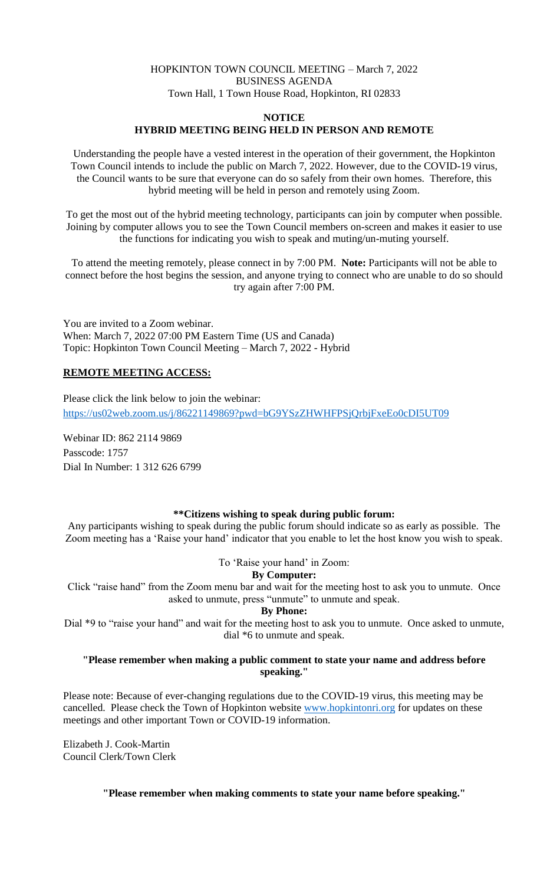HOPKINTON TOWN COUNCIL MEETING – March 7, 2022
BUSINESS AGENDA
Town Hall, 1 Town House Road, Hopkinton, RI 02833

**NOTICE**
**HYBRID MEETING BEING HELD IN PERSON AND REMOTE**

Understanding the people have a vested interest in the operation of their government, the Hopkinton Town Council intends to include the public on March 7, 2022. However, due to the COVID-19 virus, the Council wants to be sure that everyone can do so safely from their own homes. Therefore, this hybrid meeting will be held in person and remotely using Zoom.

To get the most out of the hybrid meeting technology, participants can join by computer when possible. Joining by computer allows you to see the Town Council members on-screen and makes it easier to use the functions for indicating you wish to speak and muting/un-muting yourself.

To attend the meeting remotely, please connect in by 7:00 PM. **Note:** Participants will not be able to connect before the host begins the session, and anyone trying to connect who are unable to do so should try again after 7:00 PM.

You are invited to a Zoom webinar.
When: March 7, 2022 07:00 PM Eastern Time (US and Canada)
Topic: Hopkinton Town Council Meeting – March 7, 2022 - Hybrid

**REMOTE MEETING ACCESS:**

Please click the link below to join the webinar:
https://us02web.zoom.us/j/86221149869?pwd=bG9YSzZHWHFPSjQrbjFxeEo0cDI5UT09

Webinar ID: 862 2114 9869
Passcode: 1757
Dial In Number: 1 312 626 6799

**\*\*Citizens wishing to speak during public forum:**

Any participants wishing to speak during the public forum should indicate so as early as possible. The Zoom meeting has a 'Raise your hand' indicator that you enable to let the host know you wish to speak.

To 'Raise your hand' in Zoom:

**By Computer:**

Click "raise hand" from the Zoom menu bar and wait for the meeting host to ask you to unmute. Once asked to unmute, press "unmute" to unmute and speak.

**By Phone:**

Dial *9 to "raise your hand" and wait for the meeting host to ask you to unmute. Once asked to unmute, dial *6 to unmute and speak.

**"Please remember when making a public comment to state your name and address before speaking."**

Please note: Because of ever-changing regulations due to the COVID-19 virus, this meeting may be cancelled. Please check the Town of Hopkinton website www.hopkintonri.org for updates on these meetings and other important Town or COVID-19 information.

Elizabeth J. Cook-Martin
Council Clerk/Town Clerk

**"Please remember when making comments to state your name before speaking."**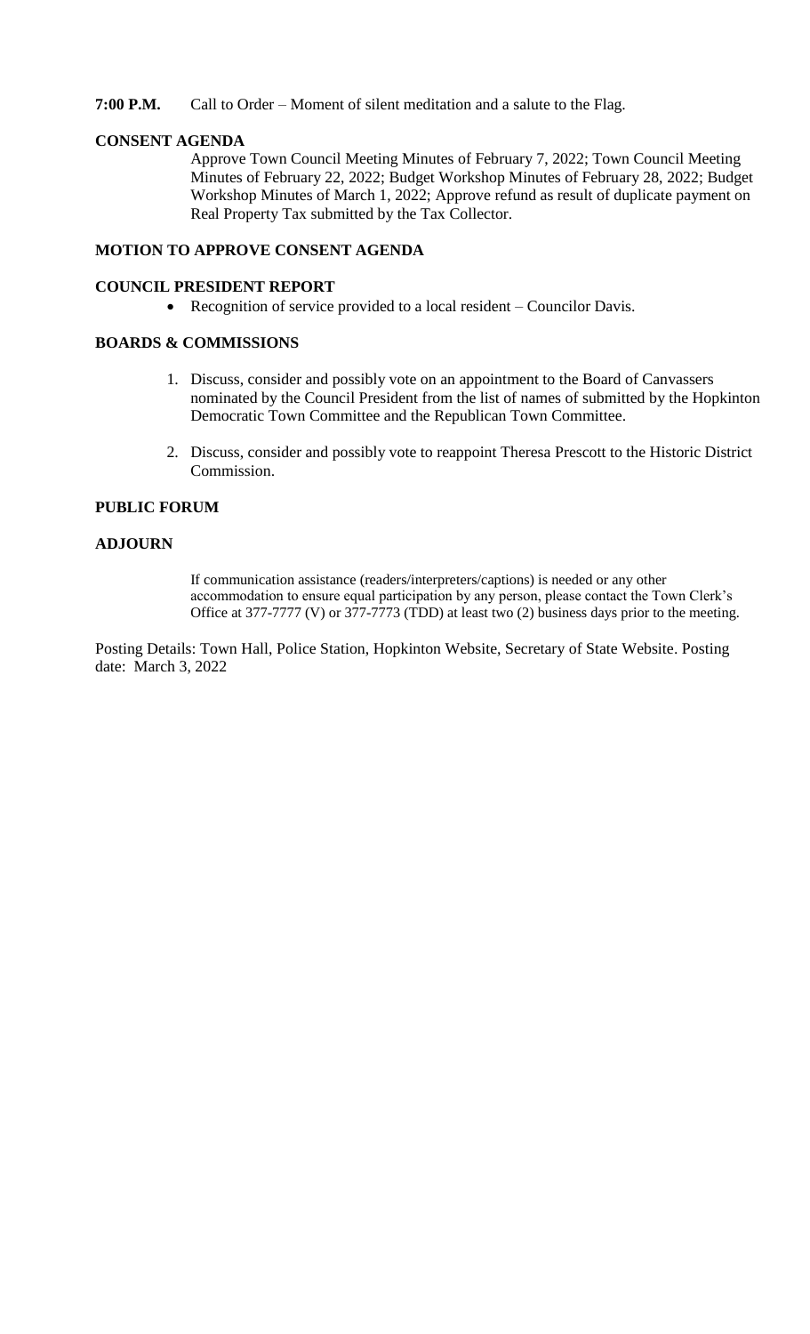**7:00 P.M.** Call to Order – Moment of silent meditation and a salute to the Flag.

**CONSENT AGENDA**

Approve Town Council Meeting Minutes of February 7, 2022; Town Council Meeting Minutes of February 22, 2022; Budget Workshop Minutes of February 28, 2022; Budget Workshop Minutes of March 1, 2022; Approve refund as result of duplicate payment on Real Property Tax submitted by the Tax Collector.

**MOTION TO APPROVE CONSENT AGENDA**

**COUNCIL PRESIDENT REPORT**

- Recognition of service provided to a local resident – Councilor Davis.

**BOARDS & COMMISSIONS**

1. Discuss, consider and possibly vote on an appointment to the Board of Canvassers nominated by the Council President from the list of names of submitted by the Hopkinton Democratic Town Committee and the Republican Town Committee.
2. Discuss, consider and possibly vote to reappoint Theresa Prescott to the Historic District Commission.

**PUBLIC FORUM**

**ADJOURN**

If communication assistance (readers/interpreters/captions) is needed or any other accommodation to ensure equal participation by any person, please contact the Town Clerk's Office at 377-7777 (V) or 377-7773 (TDD) at least two (2) business days prior to the meeting.

Posting Details: Town Hall, Police Station, Hopkinton Website, Secretary of State Website. Posting date: March 3, 2022